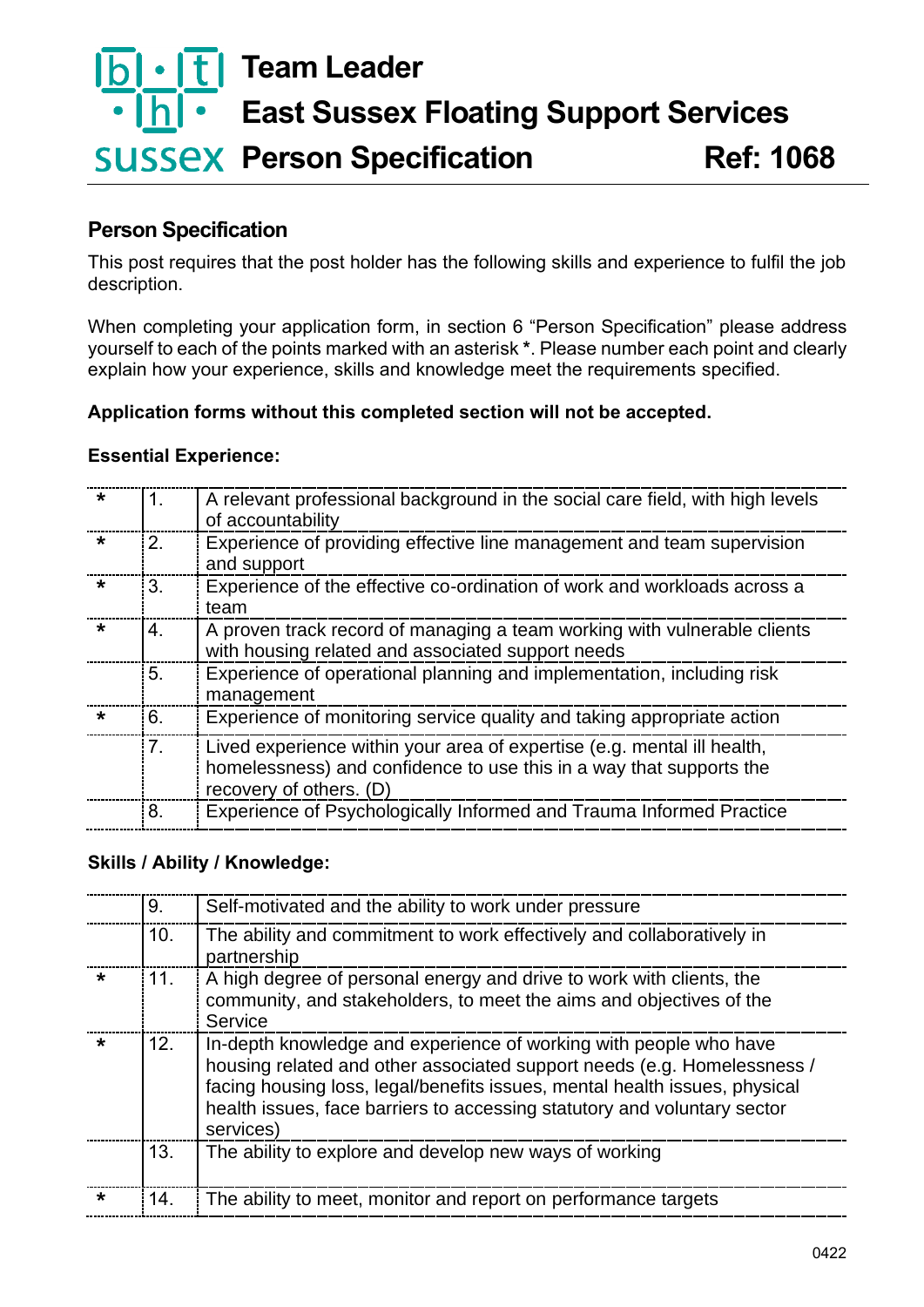# Team Leader
# East Sussex Floating Support Services
# Person Specification Ref: 1068

## Person Specification

This post requires that the post holder has the following skills and experience to fulfil the job description.

When completing your application form, in section 6 "Person Specification" please address yourself to each of the points marked with an asterisk **\***. Please number each point and clearly explain how your experience, skills and knowledge meet the requirements specified.

**Application forms without this completed section will not be accepted.**

**Essential Experience:**

| | | |
|---|---|---|
| * | 1. | A relevant professional background in the social care field, with high levels of accountability |
| * | 2. | Experience of providing effective line management and team supervision and support |
| * | 3. | Experience of the effective co-ordination of work and workloads across a team |
| * | 4. | A proven track record of managing a team working with vulnerable clients with housing related and associated support needs |
| | 5. | Experience of operational planning and implementation, including risk management |
| * | 6. | Experience of monitoring service quality and taking appropriate action |
| | 7. | Lived experience within your area of expertise (e.g. mental ill health, homelessness) and confidence to use this in a way that supports the recovery of others. (D) |
| | 8. | Experience of Psychologically Informed and Trauma Informed Practice |

**Skills / Ability / Knowledge:**

| | | |
|---|---|---|
| | 9. | Self-motivated and the ability to work under pressure |
| | 10. | The ability and commitment to work effectively and collaboratively in partnership |
| * | 11. | A high degree of personal energy and drive to work with clients, the community, and stakeholders, to meet the aims and objectives of the Service |
| * | 12. | In-depth knowledge and experience of working with people who have housing related and other associated support needs (e.g. Homelessness / facing housing loss, legal/benefits issues, mental health issues, physical health issues, face barriers to accessing statutory and voluntary sector services) |
| | 13. | The ability to explore and develop new ways of working |
| * | 14. | The ability to meet, monitor and report on performance targets |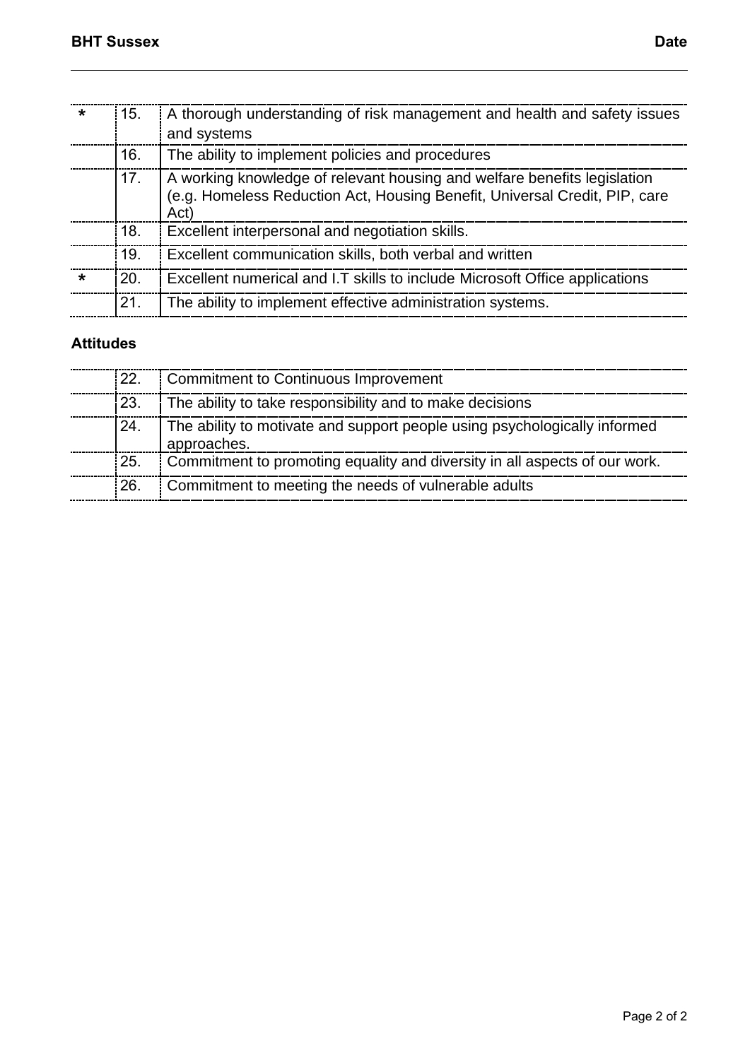| | | |
|---|---|---|
| * | 15. | A thorough understanding of risk management and health and safety issues and systems |
| | 16. | The ability to implement policies and procedures |
| | 17. | A working knowledge of relevant housing and welfare benefits legislation (e.g. Homeless Reduction Act, Housing Benefit, Universal Credit, PIP, care Act) |
| | 18. | Excellent interpersonal and negotiation skills. |
| | 19. | Excellent communication skills, both verbal and written |
| * | 20. | Excellent numerical and I.T skills to include Microsoft Office applications |
| | 21. | The ability to implement effective administration systems. |

**Attitudes**

| | | |
|---|---|---|
| | 22. | Commitment to Continuous Improvement |
| | 23. | The ability to take responsibility and to make decisions |
| | 24. | The ability to motivate and support people using psychologically informed approaches. |
| | 25. | Commitment to promoting equality and diversity in all aspects of our work. |
| | 26. | Commitment to meeting the needs of vulnerable adults |